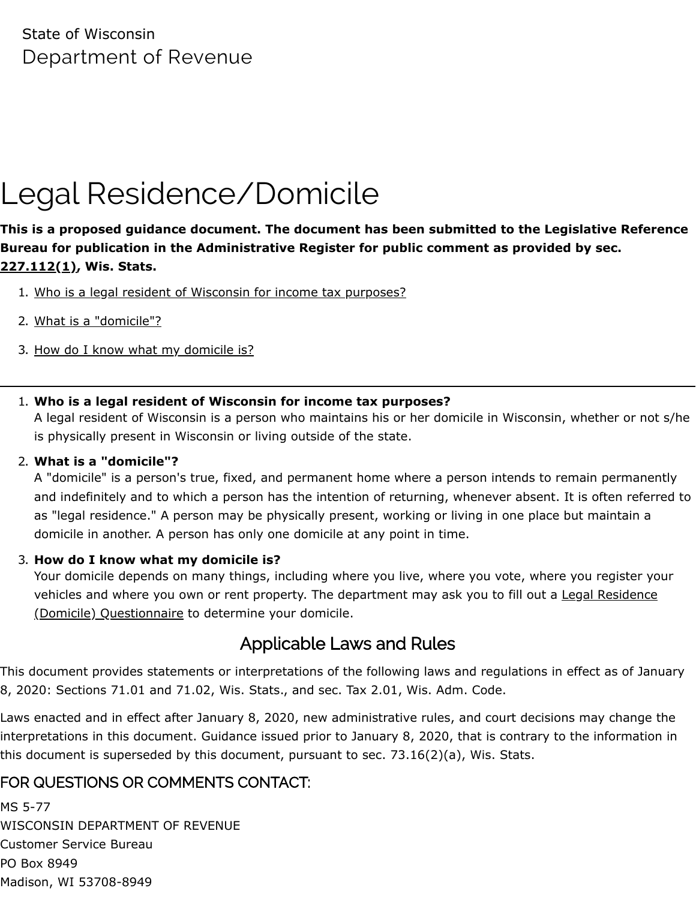State of Wisconsin
Department of Revenue

# Legal Residence/Domicile

**This is a proposed guidance document. The document has been submitted to the Legislative Reference Bureau for publication in the Administrative Register for public comment as provided by sec. 227.112(1), Wis. Stats.**

1. Who is a legal resident of Wisconsin for income tax purposes?
2. What is a "domicile"?
3. How do I know what my domicile is?

---

1. **Who is a legal resident of Wisconsin for income tax purposes?**
   A legal resident of Wisconsin is a person who maintains his or her domicile in Wisconsin, whether or not s/he is physically present in Wisconsin or living outside of the state.
2. **What is a "domicile"?**
   A "domicile" is a person's true, fixed, and permanent home where a person intends to remain permanently and indefinitely and to which a person has the intention of returning, whenever absent. It is often referred to as "legal residence." A person may be physically present, working or living in one place but maintain a domicile in another. A person has only one domicile at any point in time.
3. **How do I know what my domicile is?**
   Your domicile depends on many things, including where you live, where you vote, where you register your vehicles and where you own or rent property. The department may ask you to fill out a Legal Residence (Domicile) Questionnaire to determine your domicile.

## Applicable Laws and Rules

This document provides statements or interpretations of the following laws and regulations in effect as of January 8, 2020: Sections 71.01 and 71.02, Wis. Stats., and sec. Tax 2.01, Wis. Adm. Code.

Laws enacted and in effect after January 8, 2020, new administrative rules, and court decisions may change the interpretations in this document. Guidance issued prior to January 8, 2020, that is contrary to the information in this document is superseded by this document, pursuant to sec. 73.16(2)(a), Wis. Stats.

## FOR QUESTIONS OR COMMENTS CONTACT:

MS 5-77
WISCONSIN DEPARTMENT OF REVENUE
Customer Service Bureau
PO Box 8949
Madison, WI 53708-8949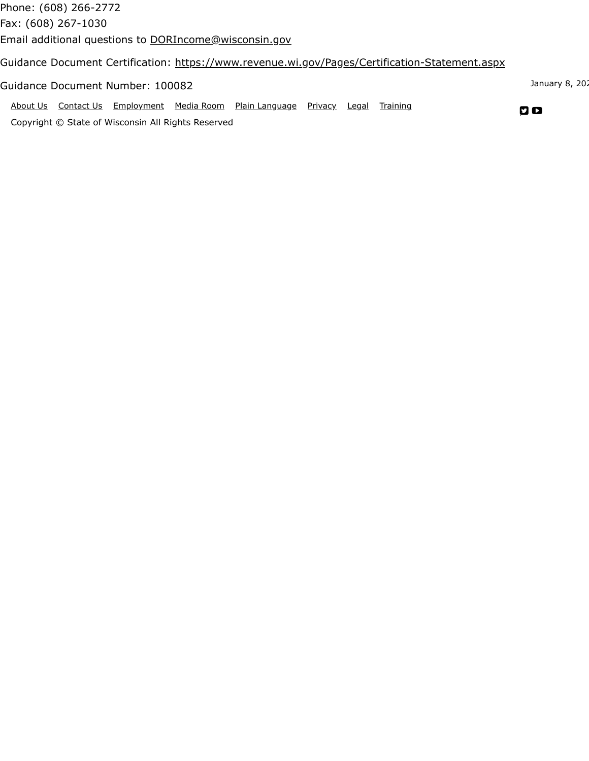Phone: (608) 266-2772

Fax: (608) 267-1030

Email additional questions to DORIncome@wisconsin.gov

Guidance Document Certification: https://www.revenue.wi.gov/Pages/Certification-Statement.aspx

Guidance Document Number: 100082